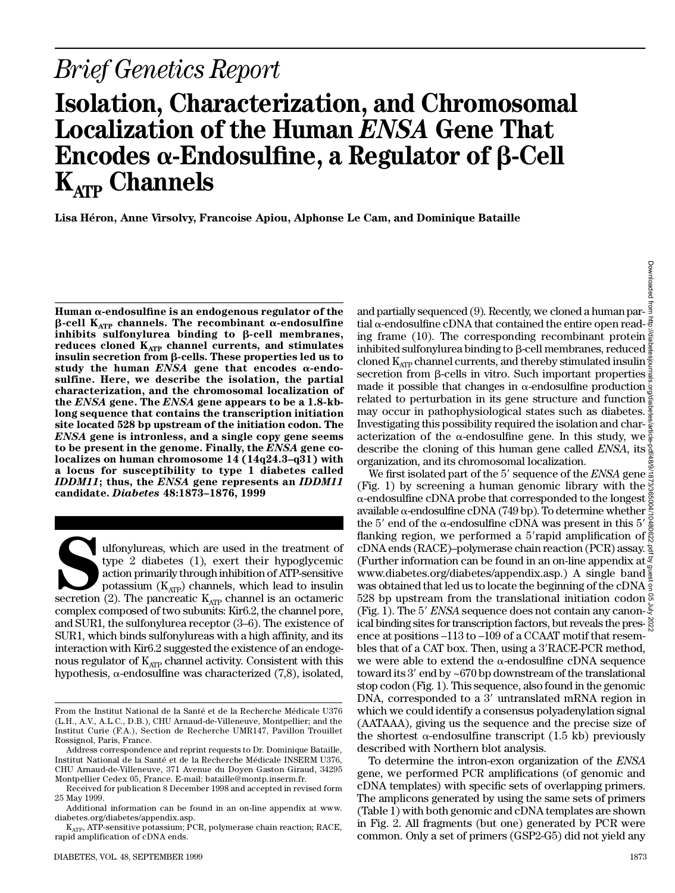*Brief Genetics Report*

# Isolation, Characterization, and Chromosomal Localization of the Human *ENSA* Gene That Encodes α-Endosulfine, a Regulator of β-Cell $K_{ATP}$ Channels

**Lisa Héron, Anne Virsolvy, Francoise Apiou, Alphonse Le Cam, and Dominique Bataille**

**Human α-endosulfine is an endogenous regulator of the β-cell $K_{ATP}$ channels. The recombinant α-endosulfine inhibits sulfonylurea binding to β-cell membranes, reduces cloned $K_{ATP}$ channel currents, and stimulates insulin secretion from β-cells. These properties led us to study the human *ENSA* gene that encodes α-endosulfine. Here, we describe the isolation, the partial characterization, and the chromosomal localization of the *ENSA* gene. The *ENSA* gene appears to be a 1.8-kb-long sequence that contains the transcription initiation site located 528 bp upstream of the initiation codon. The *ENSA* gene is intronless, and a single copy gene seems to be present in the genome. Finally, the *ENSA* gene co-localizes on human chromosome 14 (14q24.3–q31) with a locus for susceptibility to type 1 diabetes called *IDDM11*; thus, the *ENSA* gene represents an *IDDM11* candidate. *Diabetes* 48:1873–1876, 1999**

Sulfonylureas, which are used in the treatment of type 2 diabetes (1), exert their hypoglycemic action primarily through inhibition of ATP-sensitive potassium ($K_{ATP}$) channels, which lead to insulin secretion (2). The pancreatic $K_{ATP}$ channel is an octameric complex composed of two subunits: Kir6.2, the channel pore, and SUR1, the sulfonylurea receptor (3–6). The existence of SUR1, which binds sulfonylureas with a high affinity, and its interaction with Kir6.2 suggested the existence of an endogenous regulator of $K_{ATP}$ channel activity. Consistent with this hypothesis, α-endosulfine was characterized (7,8), isolated, and partially sequenced (9). Recently, we cloned a human partial α-endosulfine cDNA that contained the entire open reading frame (10). The corresponding recombinant protein inhibited sulfonylurea binding to β-cell membranes, reduced cloned $K_{ATP}$ channel currents, and thereby stimulated insulin secretion from β-cells in vitro. Such important properties made it possible that changes in α-endosulfine production related to perturbation in its gene structure and function may occur in pathophysiological states such as diabetes. Investigating this possibility required the isolation and characterization of the α-endosulfine gene. In this study, we describe the cloning of this human gene called *ENSA*, its organization, and its chromosomal localization.

We first isolated part of the 5′ sequence of the *ENSA* gene (Fig. 1) by screening a human genomic library with the α-endosulfine cDNA probe that corresponded to the longest available α-endosulfine cDNA (749 bp). To determine whether the 5′ end of the α-endosulfine cDNA was present in this 5′ flanking region, we performed a 5′rapid amplification of cDNA ends (RACE)–polymerase chain reaction (PCR) assay. (Further information can be found in an on-line appendix at www.diabetes.org/diabetes/appendix.asp.) A single band was obtained that led us to locate the beginning of the cDNA 528 bp upstream from the translational initiation codon (Fig. 1). The 5′ *ENSA* sequence does not contain any canonical binding sites for transcription factors, but reveals the presence at positions –113 to –109 of a CCAAT motif that resembles that of a CAT box. Then, using a 3′RACE-PCR method, we were able to extend the α-endosulfine cDNA sequence toward its 3′ end by ~670 bp downstream of the translational stop codon (Fig. 1). This sequence, also found in the genomic DNA, corresponded to a 3′ untranslated mRNA region in which we could identify a consensus polyadenylation signal (AATAAA), giving us the sequence and the precise size of the shortest α-endosulfine transcript (1.5 kb) previously described with Northern blot analysis.

To determine the intron-exon organization of the *ENSA* gene, we performed PCR amplifications (of genomic and cDNA templates) with specific sets of overlapping primers. The amplicons generated by using the same sets of primers (Table 1) with both genomic and cDNA templates are shown in Fig. 2. All fragments (but one) generated by PCR were common. Only a set of primers (GSP2-G5) did not yield any

From the Institut National de la Santé et de la Recherche Médicale U376 (L.H., A.V., A.L.C., D.B.), CHU Arnaud-de-Villeneuve, Montpellier; and the Institut Curie (F.A.), Section de Recherche UMR147, Pavillon Trouillet Rossignol, Paris, France.

Address correspondence and reprint requests to Dr. Dominique Bataille, Institut National de la Santé et de la Recherche Médicale INSERM U376, CHU Arnaud-de-Villeneuve, 371 Avenue du Doyen Gaston Giraud, 34295 Montpellier Cedex 05, France. E-mail: bataille@montp.inserm.fr.

Received for publication 8 December 1998 and accepted in revised form 25 May 1999.

Additional information can be found in an on-line appendix at www.diabetes.org/diabetes/appendix.asp.

$K_{ATP}$, ATP-sensitive potassium; PCR, polymerase chain reaction; RACE, rapid amplification of cDNA ends.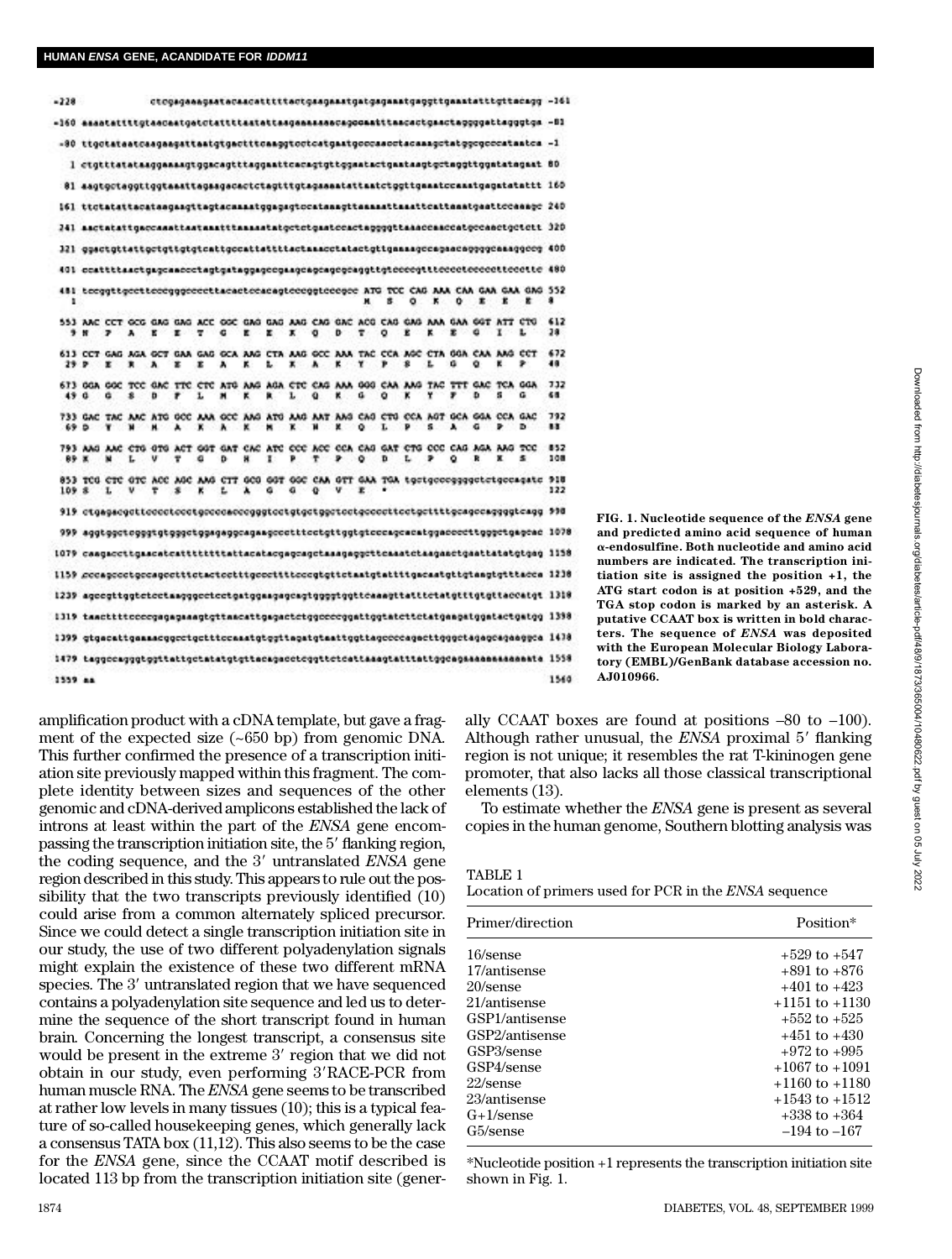```
-228          ctcgagaaagaatacaacatttttactgaagaaatgatgagaaatgaggttgaaatatttgttacagg  -161
-160 aaaatattttgtaacaatgatctatttaatattaagaaaaaaacagcaaatttaacactgaactaggggattagggtga  -81
 -80 ttgctataatcaagaagattaatgtgactttcaaggtcctcatgaatgcccaacctacaaagctatggcgcccataatca  -1
   1 ctgtttatataaggaaaagtggacagtttaggaattcacagtgttggaatactgaatagtgctaggttggatatagaat  80
  81 aagtgctaggttggtaaattagaagacactctagtttgtagaaaatattaatctggttgaaatccaaatgagatatattt  160
 161 ttctatattacataagaagttagtacaaaatggagagtccataaagttaaaaattaaatttcattaaatgaattccaaagc  240
 241 aactatattgaccaaattaataaatttaaaaatatgctctgaatccactaggggttaaaccaaccatgccaactgctctt  320
 321 ggactgttattgctgttgtgtcattgccattattttactaaacctatactgttgaaaagccagaacaggggcaaaggccg  400
 401 ccattttaactgagcaaccctagtgataggagccgaagcagcagcgcaggttgtccccgtttcccctccccctttcccttc  480
 481 tccggttgccttcccgggccccttacactccacagtcccggtcccgcc ATG TCC CAG AAA CAA GAA GAA GAG  552
   1                                                  M   S   Q   K   Q   E   E   E    8
 553 AAC CCT GCG GAG GAG ACC GGC GAG GAG AAG CAG GAC ACG CAG GAG AAA GAA GGT ATT CTG  612
   9  N   P   A   E   E   T   G   E   E   K   Q   D   T   Q   E   K   E   G   I   L   28
 613 CCT GAG AGA GCT GAA GAG GCA AAG CTA AAG GCC AAA TAC CCA AGC CTA GGA CAA AAG CCT  672
  29  P   E   R   A   E   E   A   K   L   K   A   K   Y   P   S   L   G   Q   K   P   48
 673 GGA GGC TCC GAC TTC CTC ATG AAG AGA CTC CAG AAA GGG CAA AAG TAC TTT GAC TCA GGA  732
  49  G   G   S   D   F   L   M   K   R   L   Q   K   G   Q   K   Y   F   D   S   G   68
 733 GAC TAC AAC ATG GCC AAA GCC AAG ATG AAG AAT AAG CAG CTG CCA AGT GCA GGA CCA GAC  792
  69  D   Y   N   M   A   K   A   K   M   K   N   K   Q   L   P   S   A   G   P   D   88
 793 AAG AAC CTG GTG ACT GGT GAT CAC ATC CCC ACC CCA CAG GAT CTG CCC CAG AGA AAG TCC  852
  89  K   N   L   V   T   G   D   H   I   P   T   P   Q   D   L   P   Q   R   K   S  108
 853 TCG CTC GTC ACC AGC AAG CTT GCG GGT GGC CAA GTT GAA TGA tgctgcccggggctctgccagatc  918
 109  S   L   V   T   S   K   L   A   G   G   Q   V   E   *                           122
 919 ctgagacgcttcccctccctgccccacccgggtcctgtgctggctcctgccccttcctgctttttgcagccaggggtcagg  998
 999 aggtggctcgggtgtgggctggagaggcagaagcccttttcctgttggtgtcccagcacatggaccccttgggctgagcac  1078
1079 caagaccttgaacatcatttttttttattacatacgagcagctaaagaggcttcaaatctaagaactgaattatatgtgag  1158
1159 cccagccctgccagcctttctactcctttgcccttttcccgtgttctaatgtattttgacaatgttgtagtgtttacca  1238
1239 agccgttggtctcctaagggcctcctgatggaagagcagtggggtggttcaaagttatttctatgtttgtgttaccatgt  1318
1319 taacttttcccccgagagaaagtgttaacattgagactctggccccggattggtatcttctatgaagatggatactgatgg  1398
1399 gtgacattgaaaacggcctgctttccaaatgtggttagatgtaattggttagccccagacttgggctagagcagaaggca  1478
1479 taggccagggtggttattgctatatgtgttacagacctcggttctcattaaagtatttattggcagaaaaaaaaaaaata  1558
1559 aa                                                                                1560
```

**FIG. 1. Nucleotide sequence of the *ENSA* gene and predicted amino acid sequence of human α-endosulfine. Both nucleotide and amino acid numbers are indicated. The transcription initiation site is assigned the position +1, the ATG start codon is at position +529, and the TGA stop codon is marked by an asterisk. A putative CCAAT box is written in bold characters. The sequence of *ENSA* was deposited with the European Molecular Biology Laboratory (EMBL)/GenBank database accession no. AJ010966.**

amplification product with a cDNA template, but gave a fragment of the expected size (~650 bp) from genomic DNA. This further confirmed the presence of a transcription initiation site previously mapped within this fragment. The complete identity between sizes and sequences of the other genomic and cDNA-derived amplicons established the lack of introns at least within the part of the *ENSA* gene encompassing the transcription initiation site, the 5′ flanking region, the coding sequence, and the 3′ untranslated *ENSA* gene region described in this study. This appears to rule out the possibility that the two transcripts previously identified (10) could arise from a common alternately spliced precursor. Since we could detect a single transcription initiation site in our study, the use of two different polyadenylation signals might explain the existence of these two different mRNA species. The 3′ untranslated region that we have sequenced contains a polyadenylation site sequence and led us to determine the sequence of the short transcript found in human brain. Concerning the longest transcript, a consensus site would be present in the extreme 3′ region that we did not obtain in our study, even performing 3′RACE-PCR from human muscle RNA. The *ENSA* gene seems to be transcribed at rather low levels in many tissues (10); this is a typical feature of so-called housekeeping genes, which generally lack a consensus TATA box (11,12). This also seems to be the case for the *ENSA* gene, since the CCAAT motif described is located 113 bp from the transcription initiation site (generally CCAAT boxes are found at positions –80 to –100). Although rather unusual, the *ENSA* proximal 5′ flanking region is not unique; it resembles the rat T-kininogen gene promoter, that also lacks all those classical transcriptional elements (13).

To estimate whether the *ENSA* gene is present as several copies in the human genome, Southern blotting analysis was

TABLE 1
Location of primers used for PCR in the *ENSA* sequence

| Primer/direction | Position* |
|---|---|
| 16/sense | +529 to +547 |
| 17/antisense | +891 to +876 |
| 20/sense | +401 to +423 |
| 21/antisense | +1151 to +1130 |
| GSP1/antisense | +552 to +525 |
| GSP2/antisense | +451 to +430 |
| GSP3/sense | +972 to +995 |
| GSP4/sense | +1067 to +1091 |
| 22/sense | +1160 to +1180 |
| 23/antisense | +1543 to +1512 |
| G+1/sense | +338 to +364 |
| G5/sense | –194 to –167 |

*Nucleotide position +1 represents the transcription initiation site shown in Fig. 1.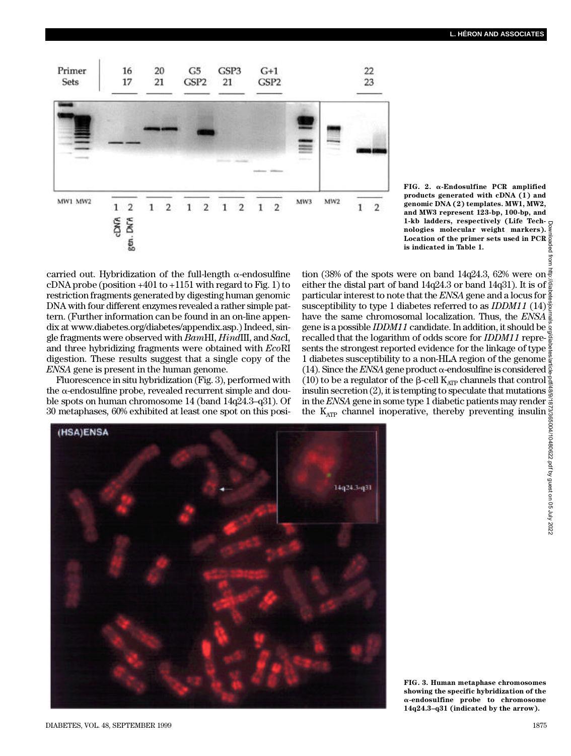FIG. 2. α-Endosulfine PCR amplified products generated with cDNA (1) and genomic DNA (2) templates. MW1, MW2, and MW3 represent 123-bp, 100-bp, and 1-kb ladders, respectively (Life Technologies molecular weight markers). Location of the primer sets used in PCR is indicated in Table 1.

carried out. Hybridization of the full-length α-endosulfine cDNA probe (position +401 to +1151 with regard to Fig. 1) to restriction fragments generated by digesting human genomic DNA with four different enzymes revealed a rather simple pattern. (Further information can be found in an on-line appendix at www.diabetes.org/diabetes/appendix.asp.) Indeed, single fragments were observed with *Bam*HI, *Hind*III, and *Sac*I, and three hybridizing fragments were obtained with *Eco*RI digestion. These results suggest that a single copy of the *ENSA* gene is present in the human genome.

Fluorescence in situ hybridization (Fig. 3), performed with the α-endosulfine probe, revealed recurrent simple and double spots on human chromosome 14 (band 14q24.3–q31). Of 30 metaphases, 60% exhibited at least one spot on this position (38% of the spots were on band 14q24.3, 62% were on either the distal part of band 14q24.3 or band 14q31). It is of particular interest to note that the *ENSA* gene and a locus for susceptibility to type 1 diabetes referred to as *IDDM11* (14) have the same chromosomal localization. Thus, the *ENSA* gene is a possible *IDDM11* candidate. In addition, it should be recalled that the logarithm of odds score for *IDDM11* represents the strongest reported evidence for the linkage of type 1 diabetes susceptibility to a non-HLA region of the genome (14). Since the *ENSA* gene product α-endosulfine is considered (10) to be a regulator of the β-cell $K_{ATP}$ channels that control insulin secretion (2), it is tempting to speculate that mutations in the *ENSA* gene in some type 1 diabetic patients may render the $K_{ATP}$ channel inoperative, thereby preventing insulin

FIG. 3. Human metaphase chromosomes showing the specific hybridization of the α-endosulfine probe to chromosome 14q24.3–q31 (indicated by the arrow).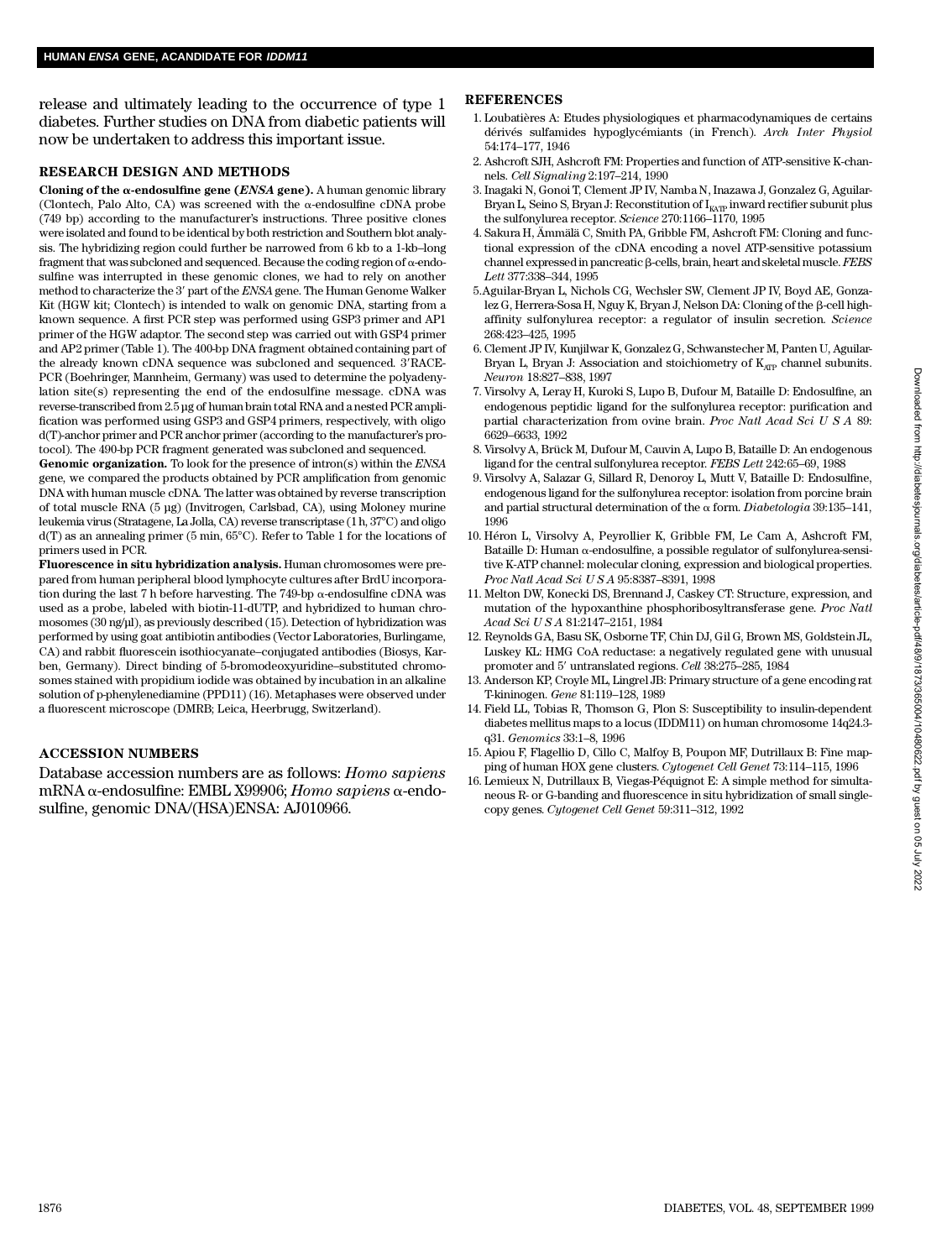release and ultimately leading to the occurrence of type 1 diabetes. Further studies on DNA from diabetic patients will now be undertaken to address this important issue.

## RESEARCH DESIGN AND METHODS

**Cloning of the α-endosulfine gene (*ENSA* gene).** A human genomic library (Clontech, Palo Alto, CA) was screened with the α-endosulfine cDNA probe (749 bp) according to the manufacturer's instructions. Three positive clones were isolated and found to be identical by both restriction and Southern blot analysis. The hybridizing region could further be narrowed from 6 kb to a 1-kb–long fragment that was subcloned and sequenced. Because the coding region of α-endosulfine was interrupted in these genomic clones, we had to rely on another method to characterize the 3′ part of the *ENSA* gene. The Human Genome Walker Kit (HGW kit; Clontech) is intended to walk on genomic DNA, starting from a known sequence. A first PCR step was performed using GSP3 primer and AP1 primer of the HGW adaptor. The second step was carried out with GSP4 primer and AP2 primer (Table 1). The 400-bp DNA fragment obtained containing part of the already known cDNA sequence was subcloned and sequenced. 3′RACE-PCR (Boehringer, Mannheim, Germany) was used to determine the polyadenylation site(s) representing the end of the endosulfine message. cDNA was reverse-transcribed from 2.5 µg of human brain total RNA and a nested PCR amplification was performed using GSP3 and GSP4 primers, respectively, with oligo d(T)-anchor primer and PCR anchor primer (according to the manufacturer's protocol). The 490-bp PCR fragment generated was subcloned and sequenced.

**Genomic organization.** To look for the presence of intron(s) within the *ENSA* gene, we compared the products obtained by PCR amplification from genomic DNA with human muscle cDNA. The latter was obtained by reverse transcription of total muscle RNA (5 µg) (Invitrogen, Carlsbad, CA), using Moloney murine leukemia virus (Stratagene, La Jolla, CA) reverse transcriptase (1 h, 37°C) and oligo d(T) as an annealing primer (5 min, 65°C). Refer to Table 1 for the locations of primers used in PCR.

**Fluorescence in situ hybridization analysis.** Human chromosomes were prepared from human peripheral blood lymphocyte cultures after BrdU incorporation during the last 7 h before harvesting. The 749-bp α-endosulfine cDNA was used as a probe, labeled with biotin-11-dUTP, and hybridized to human chromosomes (30 ng/µl), as previously described (15). Detection of hybridization was performed by using goat antibiotin antibodies (Vector Laboratories, Burlingame, CA) and rabbit fluorescein isothiocyanate–conjugated antibodies (Biosys, Karben, Germany). Direct binding of 5-bromodeoxyuridine–substituted chromosomes stained with propidium iodide was obtained by incubation in an alkaline solution of p-phenylenediamine (PPD11) (16). Metaphases were observed under a fluorescent microscope (DMRB; Leica, Heerbrugg, Switzerland).

## ACCESSION NUMBERS

Database accession numbers are as follows: *Homo sapiens* mRNA α-endosulfine: EMBL X99906; *Homo sapiens* α-endosulfine, genomic DNA/(HSA)ENSA: AJ010966.

## REFERENCES

1. Loubatières A: Etudes physiologiques et pharmacodynamiques de certains dérivés sulfamides hypoglycémiants (in French). *Arch Inter Physiol* 54:174–177, 1946
2. Ashcroft SJH, Ashcroft FM: Properties and function of ATP-sensitive K-channels. *Cell Signaling* 2:197–214, 1990
3. Inagaki N, Gonoi T, Clement JP IV, Namba N, Inazawa J, Gonzalez G, Aguilar-Bryan L, Seino S, Bryan J: Reconstitution of $I_{KATP}$ inward rectifier subunit plus the sulfonylurea receptor. *Science* 270:1166–1170, 1995
4. Sakura H, Ämmälä C, Smith PA, Gribble FM, Ashcroft FM: Cloning and functional expression of the cDNA encoding a novel ATP-sensitive potassium channel expressed in pancreatic β-cells, brain, heart and skeletal muscle. *FEBS Lett* 377:338–344, 1995
5. Aguilar-Bryan L, Nichols CG, Wechsler SW, Clement JP IV, Boyd AE, Gonzalez G, Herrera-Sosa H, Nguy K, Bryan J, Nelson DA: Cloning of the β-cell high-affinity sulfonylurea receptor: a regulator of insulin secretion. *Science* 268:423–425, 1995
6. Clement JP IV, Kunjilwar K, Gonzalez G, Schwanstecher M, Panten U, Aguilar-Bryan L, Bryan J: Association and stoichiometry of $K_{ATP}$ channel subunits. *Neuron* 18:827–838, 1997
7. Virsolvy A, Leray H, Kuroki S, Lupo B, Dufour M, Bataille D: Endosulfine, an endogenous peptidic ligand for the sulfonylurea receptor: purification and partial characterization from ovine brain. *Proc Natl Acad Sci U S A* 89: 6629–6633, 1992
8. Virsolvy A, Brück M, Dufour M, Cauvin A, Lupo B, Bataille D: An endogenous ligand for the central sulfonylurea receptor. *FEBS Lett* 242:65–69, 1988
9. Virsolvy A, Salazar G, Sillard R, Denoroy L, Mutt V, Bataille D: Endosulfine, endogenous ligand for the sulfonylurea receptor: isolation from porcine brain and partial structural determination of the α form. *Diabetologia* 39:135–141, 1996
10. Héron L, Virsolvy A, Peyrollier K, Gribble FM, Le Cam A, Ashcroft FM, Bataille D: Human α-endosulfine, a possible regulator of sulfonylurea-sensitive K-ATP channel: molecular cloning, expression and biological properties. *Proc Natl Acad Sci U S A* 95:8387–8391, 1998
11. Melton DW, Konecki DS, Brennand J, Caskey CT: Structure, expression, and mutation of the hypoxanthine phosphoribosyltransferase gene. *Proc Natl Acad Sci U S A* 81:2147–2151, 1984
12. Reynolds GA, Basu SK, Osborne TF, Chin DJ, Gil G, Brown MS, Goldstein JL, Luskey KL: HMG CoA reductase: a negatively regulated gene with unusual promoter and 5′ untranslated regions. *Cell* 38:275–285, 1984
13. Anderson KP, Croyle ML, Lingrel JB: Primary structure of a gene encoding rat T-kininogen. *Gene* 81:119–128, 1989
14. Field LL, Tobias R, Thomson G, Plon S: Susceptibility to insulin-dependent diabetes mellitus maps to a locus (IDDM11) on human chromosome 14q24.3-q31. *Genomics* 33:1–8, 1996
15. Apiou F, Flagellio D, Cillo C, Malfoy B, Poupon MF, Dutrillaux B: Fine mapping of human HOX gene clusters. *Cytogenet Cell Genet* 73:114–115, 1996
16. Lemieux N, Dutrillaux B, Viegas-Péquignot E: A simple method for simultaneous R- or G-banding and fluorescence in situ hybridization of small single-copy genes. *Cytogenet Cell Genet* 59:311–312, 1992